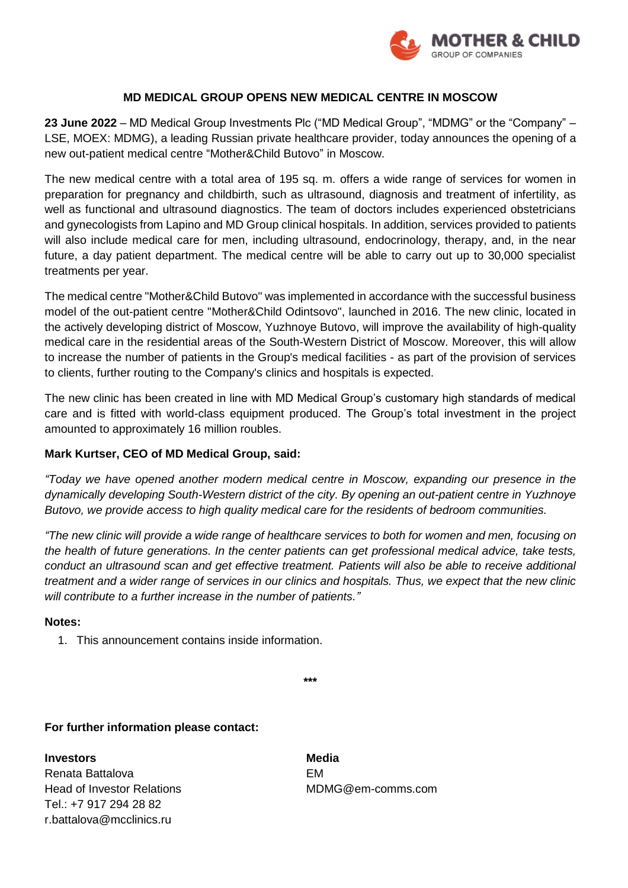## MD MEDICAL GROUP OPENS NEW MEDICAL CENTRE IN MOSCOW

**23 June 2022** – MD Medical Group Investments Plc ("MD Medical Group", "MDMG" or the "Company" – LSE, MOEX: MDMG), a leading Russian private healthcare provider, today announces the opening of a new out-patient medical centre "Mother&Child Butovo" in Moscow.

The new medical centre with a total area of 195 sq. m. offers a wide range of services for women in preparation for pregnancy and childbirth, such as ultrasound, diagnosis and treatment of infertility, as well as functional and ultrasound diagnostics. The team of doctors includes experienced obstetricians and gynecologists from Lapino and MD Group clinical hospitals. In addition, services provided to patients will also include medical care for men, including ultrasound, endocrinology, therapy, and, in the near future, a day patient department. The medical centre will be able to carry out up to 30,000 specialist treatments per year.

The medical centre "Mother&Child Butovo" was implemented in accordance with the successful business model of the out-patient centre "Mother&Child Odintsovo", launched in 2016. The new clinic, located in the actively developing district of Moscow, Yuzhnoye Butovo, will improve the availability of high-quality medical care in the residential areas of the South-Western District of Moscow. Moreover, this will allow to increase the number of patients in the Group's medical facilities - as part of the provision of services to clients, further routing to the Company's clinics and hospitals is expected.

The new clinic has been created in line with MD Medical Group's customary high standards of medical care and is fitted with world-class equipment produced. The Group's total investment in the project amounted to approximately 16 million roubles.

**Mark Kurtser, CEO of MD Medical Group, said:**

*"Today we have opened another modern medical centre in Moscow, expanding our presence in the dynamically developing South-Western district of the city. By opening an out-patient centre in Yuzhnoye Butovo, we provide access to high quality medical care for the residents of bedroom communities.*

*"The new clinic will provide a wide range of healthcare services to both for women and men, focusing on the health of future generations. In the center patients can get professional medical advice, take tests, conduct an ultrasound scan and get effective treatment. Patients will also be able to receive additional treatment and a wider range of services in our clinics and hospitals. Thus, we expect that the new clinic will contribute to a further increase in the number of patients."*

**Notes:**

1. This announcement contains inside information.

***

**For further information please contact:**

**Investors**
Renata Battalova
Head of Investor Relations
Tel.: +7 917 294 28 82
r.battalova@mcclinics.ru

**Media**
EM
MDMG@em-comms.com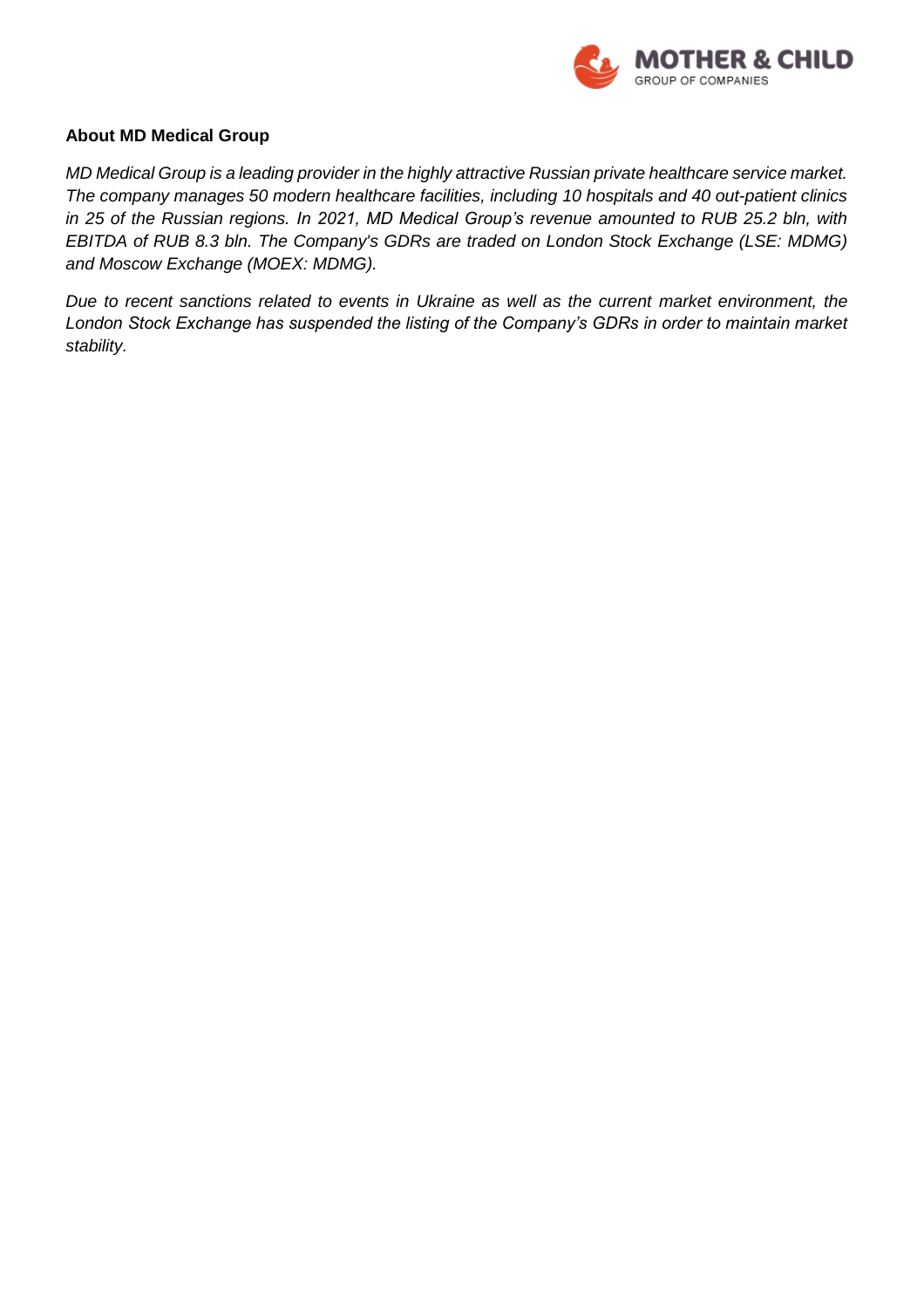**About MD Medical Group**

*MD Medical Group is a leading provider in the highly attractive Russian private healthcare service market. The company manages 50 modern healthcare facilities, including 10 hospitals and 40 out-patient clinics in 25 of the Russian regions. In 2021, MD Medical Group's revenue amounted to RUB 25.2 bln, with EBITDA of RUB 8.3 bln. The Company's GDRs are traded on London Stock Exchange (LSE: MDMG) and Moscow Exchange (MOEX: MDMG).*

*Due to recent sanctions related to events in Ukraine as well as the current market environment, the London Stock Exchange has suspended the listing of the Company's GDRs in order to maintain market stability.*